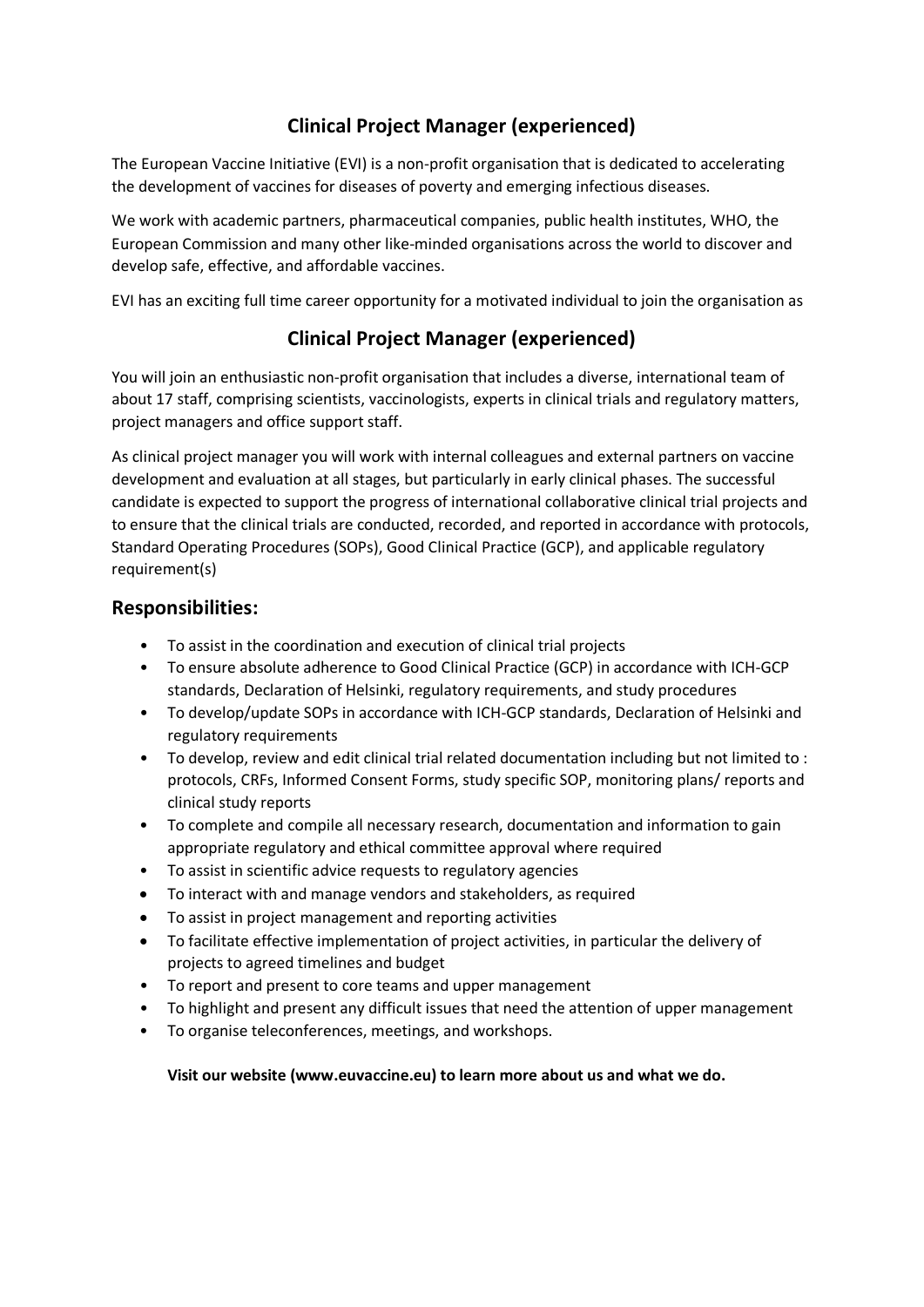# Clinical Project Manager (experienced)

The European Vaccine Initiative (EVI) is a non-profit organisation that is dedicated to accelerating the development of vaccines for diseases of poverty and emerging infectious diseases.

We work with academic partners, pharmaceutical companies, public health institutes, WHO, the European Commission and many other like-minded organisations across the world to discover and develop safe, effective, and affordable vaccines.

EVI has an exciting full time career opportunity for a motivated individual to join the organisation as

# Clinical Project Manager (experienced)

You will join an enthusiastic non-profit organisation that includes a diverse, international team of about 17 staff, comprising scientists, vaccinologists, experts in clinical trials and regulatory matters, project managers and office support staff.

As clinical project manager you will work with internal colleagues and external partners on vaccine development and evaluation at all stages, but particularly in early clinical phases. The successful candidate is expected to support the progress of international collaborative clinical trial projects and to ensure that the clinical trials are conducted, recorded, and reported in accordance with protocols, Standard Operating Procedures (SOPs), Good Clinical Practice (GCP), and applicable regulatory requirement(s)

## Responsibilities:

- To assist in the coordination and execution of clinical trial projects
- To ensure absolute adherence to Good Clinical Practice (GCP) in accordance with ICH-GCP standards, Declaration of Helsinki, regulatory requirements, and study procedures
- To develop/update SOPs in accordance with ICH-GCP standards, Declaration of Helsinki and regulatory requirements
- To develop, review and edit clinical trial related documentation including but not limited to : protocols, CRFs, Informed Consent Forms, study specific SOP, monitoring plans/ reports and clinical study reports
- To complete and compile all necessary research, documentation and information to gain appropriate regulatory and ethical committee approval where required
- To assist in scientific advice requests to regulatory agencies
- To interact with and manage vendors and stakeholders, as required
- To assist in project management and reporting activities
- To facilitate effective implementation of project activities, in particular the delivery of projects to agreed timelines and budget
- To report and present to core teams and upper management
- To highlight and present any difficult issues that need the attention of upper management
- To organise teleconferences, meetings, and workshops.

**Visit our website (www.euvaccine.eu) to learn more about us and what we do.**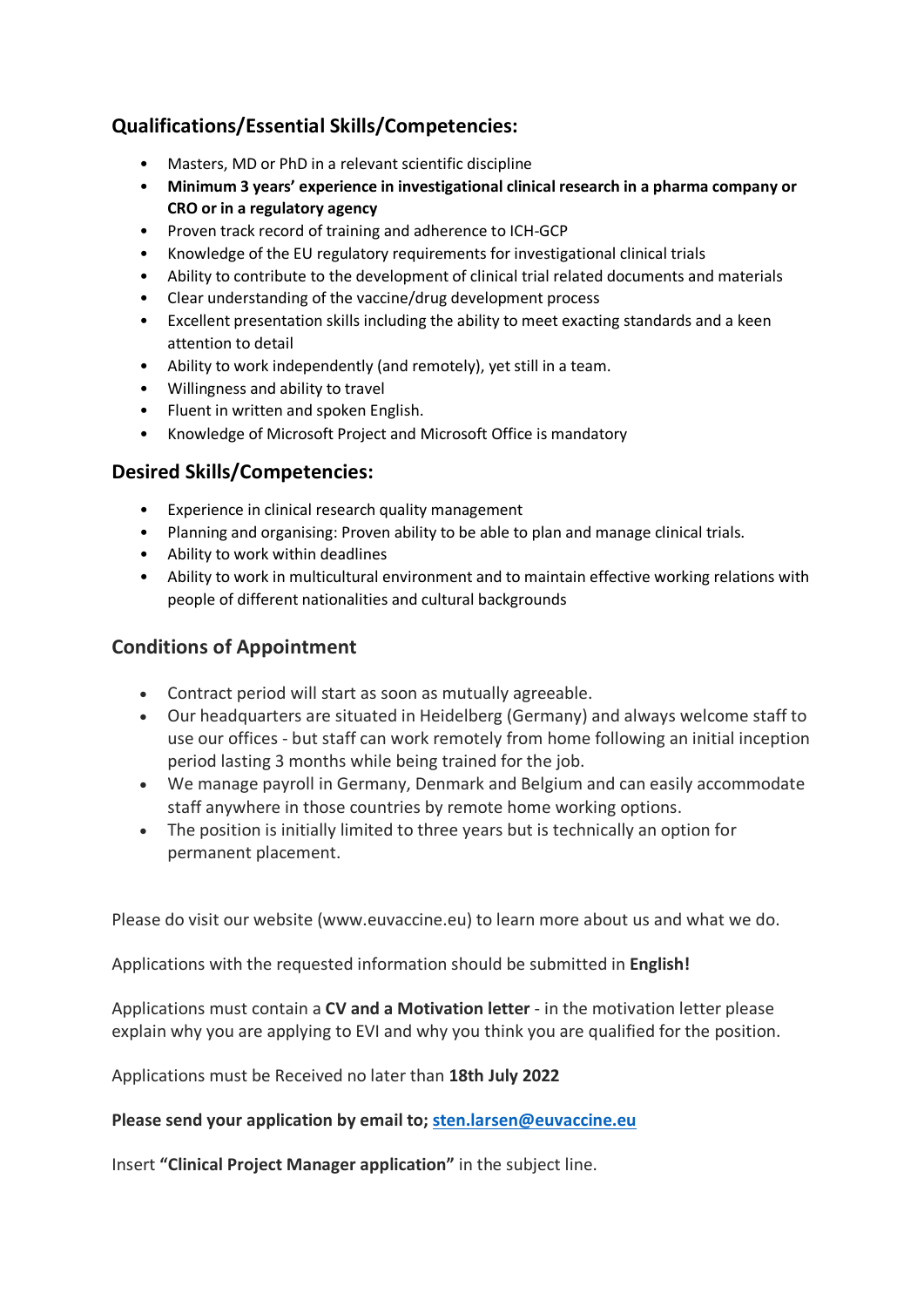## Qualifications/Essential Skills/Competencies:

- Masters, MD or PhD in a relevant scientific discipline
- **Minimum 3 years' experience in investigational clinical research in a pharma company or CRO or in a regulatory agency**
- Proven track record of training and adherence to ICH-GCP
- Knowledge of the EU regulatory requirements for investigational clinical trials
- Ability to contribute to the development of clinical trial related documents and materials
- Clear understanding of the vaccine/drug development process
- Excellent presentation skills including the ability to meet exacting standards and a keen attention to detail
- Ability to work independently (and remotely), yet still in a team.
- Willingness and ability to travel
- Fluent in written and spoken English.
- Knowledge of Microsoft Project and Microsoft Office is mandatory

## Desired Skills/Competencies:

- Experience in clinical research quality management
- Planning and organising: Proven ability to be able to plan and manage clinical trials.
- Ability to work within deadlines
- Ability to work in multicultural environment and to maintain effective working relations with people of different nationalities and cultural backgrounds

## Conditions of Appointment

- Contract period will start as soon as mutually agreeable.
- Our headquarters are situated in Heidelberg (Germany) and always welcome staff to use our offices - but staff can work remotely from home following an initial inception period lasting 3 months while being trained for the job.
- We manage payroll in Germany, Denmark and Belgium and can easily accommodate staff anywhere in those countries by remote home working options.
- The position is initially limited to three years but is technically an option for permanent placement.

Please do visit our website (www.euvaccine.eu) to learn more about us and what we do.

Applications with the requested information should be submitted in **English!**

Applications must contain a **CV and a Motivation letter** - in the motivation letter please explain why you are applying to EVI and why you think you are qualified for the position.

Applications must be Received no later than **18th July 2022**

**Please send your application by email to; sten.larsen@euvaccine.eu**

Insert **"Clinical Project Manager application"** in the subject line.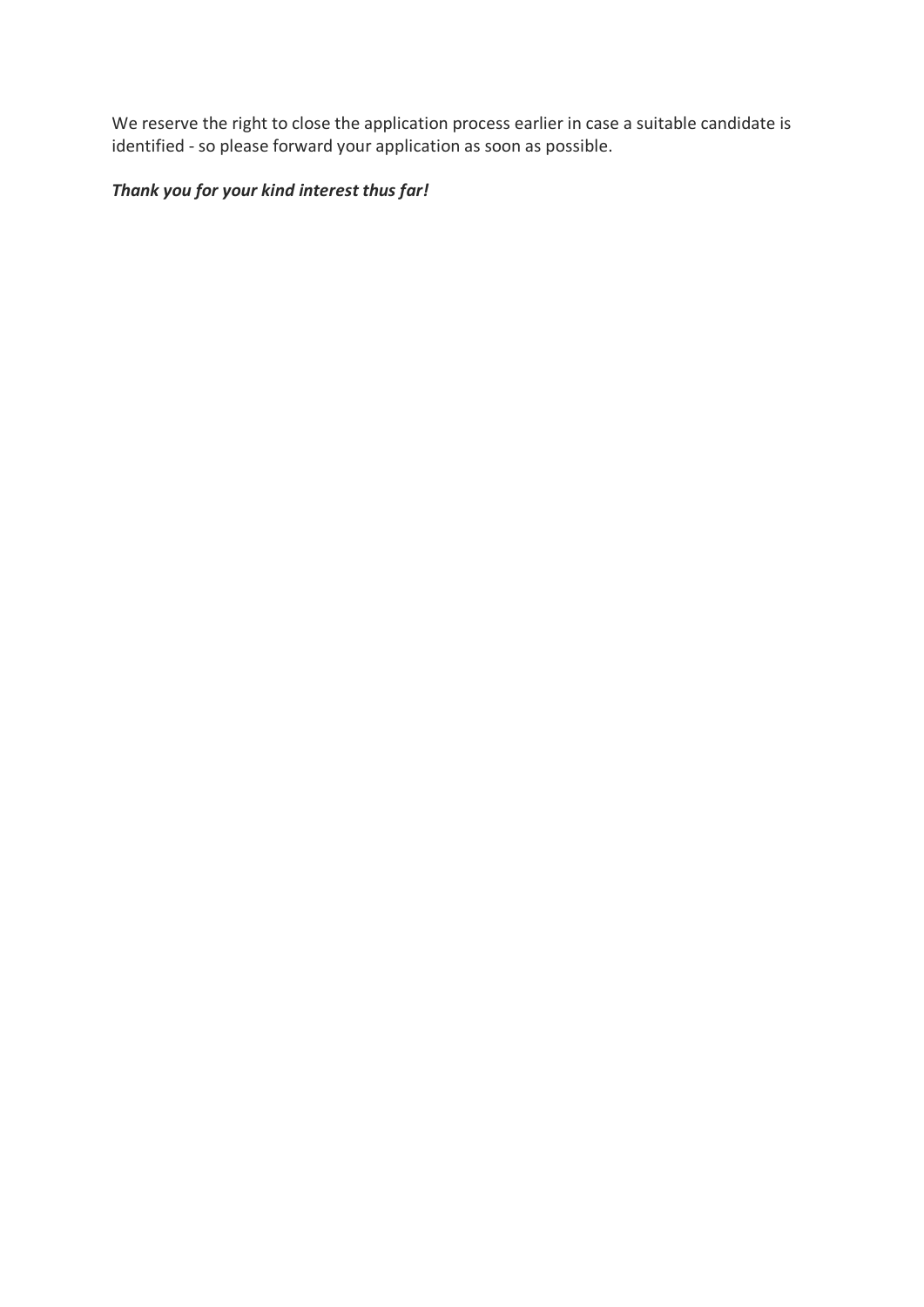We reserve the right to close the application process earlier in case a suitable candidate is identified - so please forward your application as soon as possible.

***Thank you for your kind interest thus far!***